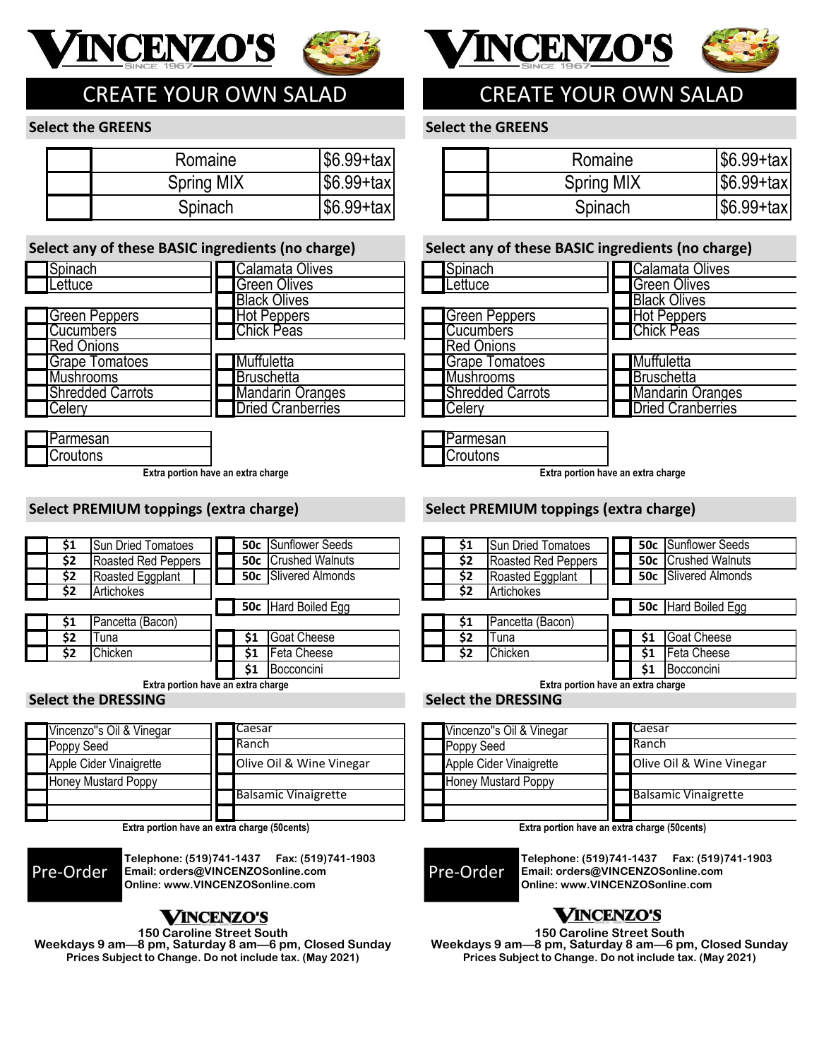# VINCENZO'S

SINCE 1967

## CREATE YOUR OWN SALAD

### Select the GREENS

| | Greens | Price |
|---|---|---|
| | Romaine | $6.99+tax |
| | Spring MIX | $6.99+tax |
| | Spinach | $6.99+tax |

### Select any of these BASIC ingredients (no charge)

| | | | |
|---|---|---|---|
| | Spinach | | Calamata Olives |
| | Lettuce | | Green Olives |
| | | | Black Olives |
| | Green Peppers | | Hot Peppers |
| | Cucumbers | | Chick Peas |
| | Red Onions | | |
| | Grape Tomatoes | | Muffuletta |
| | Mushrooms | | Bruschetta |
| | Shredded Carrots | | Mandarin Oranges |
| | Celery | | Dried Cranberries |

| | |
|---|---|
| | Parmesan |
| | Croutons |

**Extra portion have an extra charge**

### Select PREMIUM toppings (extra charge)

| | Price | Topping | | Price | Topping |
|---|---|---|---|---|---|
| | $1 | Sun Dried Tomatoes | | 50c | Sunflower Seeds |
| | $2 | Roasted Red Peppers | | 50c | Crushed Walnuts |
| | $2 | Roasted Eggplant | | 50c | Slivered Almonds |
| | $2 | Artichokes | | | |
| | | | | 50c | Hard Boiled Egg |
| | $1 | Pancetta (Bacon) | | | |
| | $2 | Tuna | | $1 | Goat Cheese |
| | $2 | Chicken | | $1 | Feta Cheese |
| | | | | $1 | Bocconcini |

**Extra portion have an extra charge**

### Select the DRESSING

| | | | |
|---|---|---|---|
| | Vincenzo"s Oil & Vinegar | | Caesar |
| | Poppy Seed | | Ranch |
| | Apple Cider Vinaigrette | | Olive Oil & Wine Vinegar |
| | Honey Mustard Poppy | | |
| | | | Balsamic Vinaigrette |
| | | | |

**Extra portion have an extra charge (50cents)**

**Pre-Order**

**Telephone: (519)741-1437 Fax: (519)741-1903**
**Email: orders@VINCENZOSonline.com**
**Online: www.VINCENZOSonline.com**

**VINCENZO'S**

**150 Caroline Street South**
**Weekdays 9 am—8 pm, Saturday 8 am—6 pm, Closed Sunday**
**Prices Subject to Change. Do not include tax. (May 2021)**